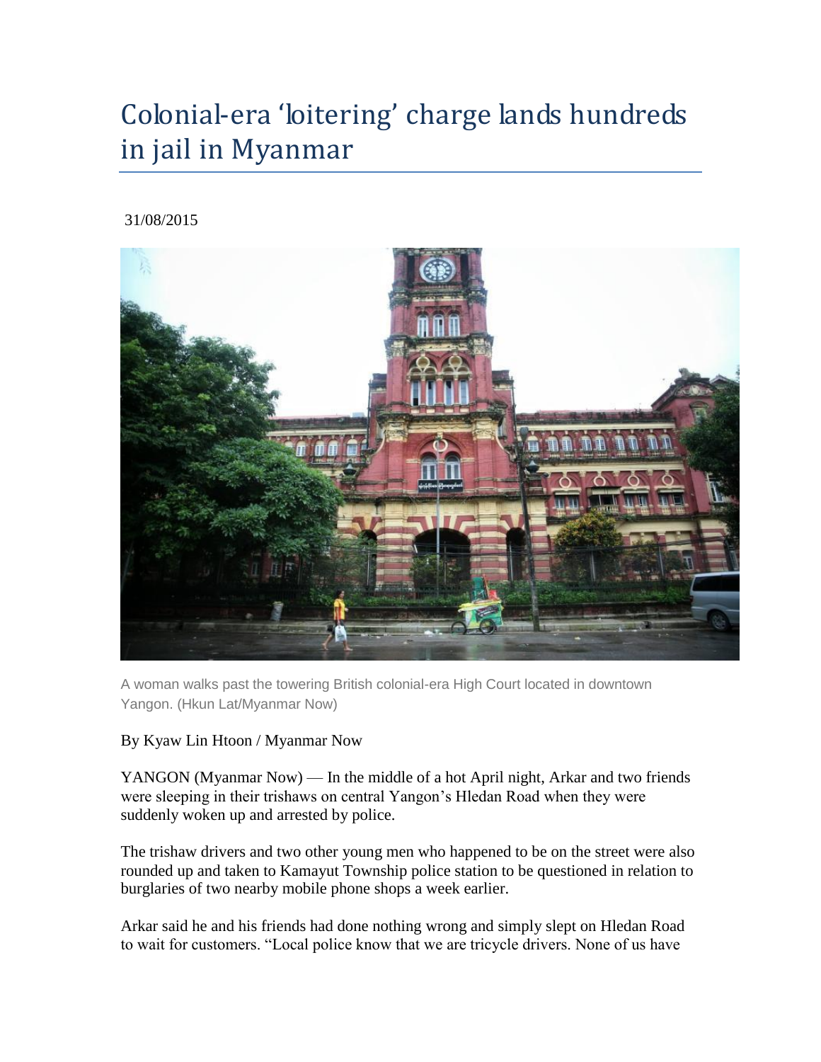# Colonial-era 'loitering' charge lands hundreds in jail in Myanmar

31/08/2015

A woman walks past the towering British colonial-era High Court located in downtown Yangon. (Hkun Lat/Myanmar Now)

By Kyaw Lin Htoon / Myanmar Now

YANGON (Myanmar Now) — In the middle of a hot April night, Arkar and two friends were sleeping in their trishaws on central Yangon's Hledan Road when they were suddenly woken up and arrested by police.

The trishaw drivers and two other young men who happened to be on the street were also rounded up and taken to Kamayut Township police station to be questioned in relation to burglaries of two nearby mobile phone shops a week earlier.

Arkar said he and his friends had done nothing wrong and simply slept on Hledan Road to wait for customers. "Local police know that we are tricycle drivers. None of us have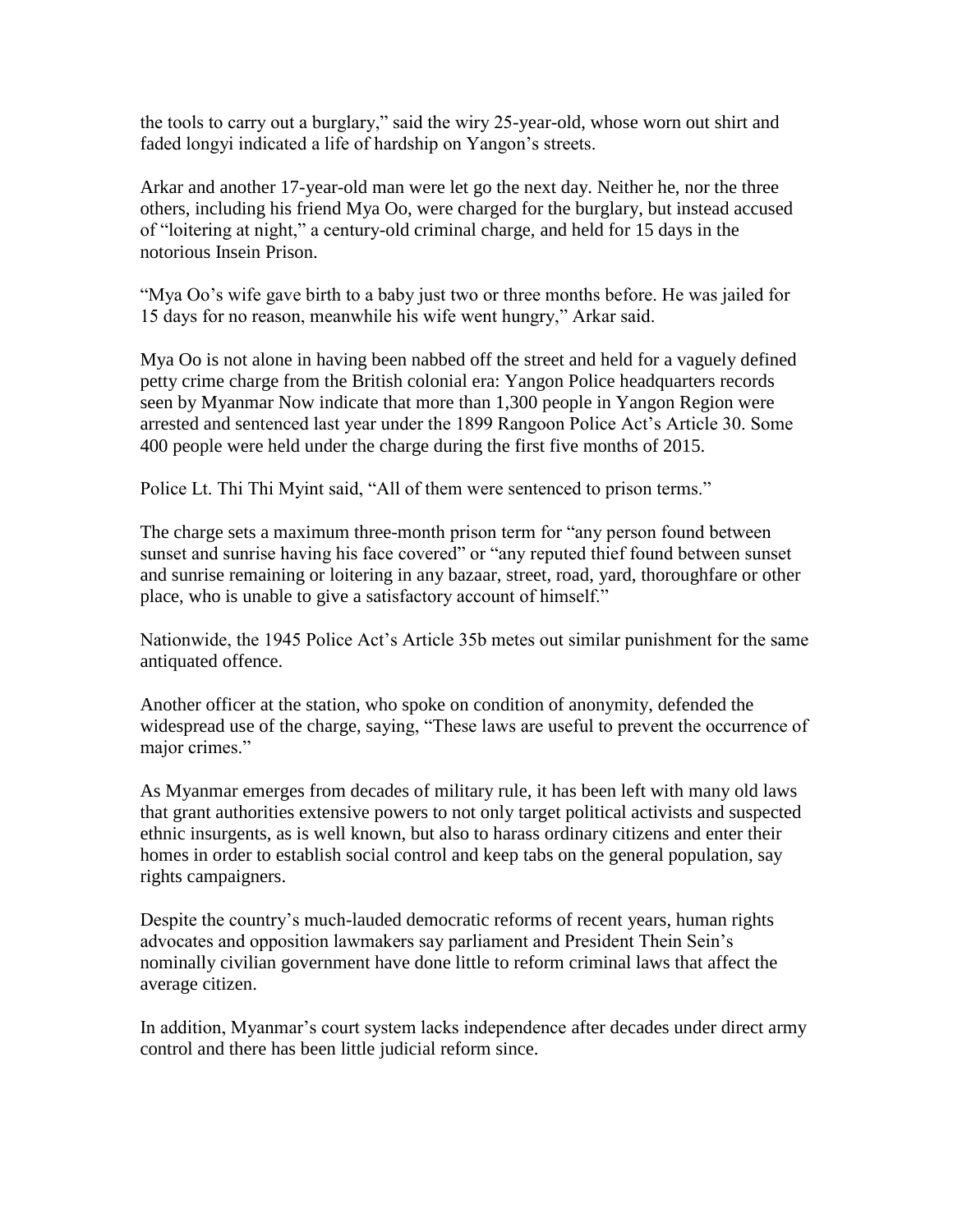the tools to carry out a burglary," said the wiry 25-year-old, whose worn out shirt and faded longyi indicated a life of hardship on Yangon's streets.

Arkar and another 17-year-old man were let go the next day. Neither he, nor the three others, including his friend Mya Oo, were charged for the burglary, but instead accused of "loitering at night," a century-old criminal charge, and held for 15 days in the notorious Insein Prison.

"Mya Oo's wife gave birth to a baby just two or three months before. He was jailed for 15 days for no reason, meanwhile his wife went hungry," Arkar said.

Mya Oo is not alone in having been nabbed off the street and held for a vaguely defined petty crime charge from the British colonial era: Yangon Police headquarters records seen by Myanmar Now indicate that more than 1,300 people in Yangon Region were arrested and sentenced last year under the 1899 Rangoon Police Act's Article 30. Some 400 people were held under the charge during the first five months of 2015.

Police Lt. Thi Thi Myint said, "All of them were sentenced to prison terms."

The charge sets a maximum three-month prison term for "any person found between sunset and sunrise having his face covered" or "any reputed thief found between sunset and sunrise remaining or loitering in any bazaar, street, road, yard, thoroughfare or other place, who is unable to give a satisfactory account of himself."

Nationwide, the 1945 Police Act's Article 35b metes out similar punishment for the same antiquated offence.

Another officer at the station, who spoke on condition of anonymity, defended the widespread use of the charge, saying, "These laws are useful to prevent the occurrence of major crimes."

As Myanmar emerges from decades of military rule, it has been left with many old laws that grant authorities extensive powers to not only target political activists and suspected ethnic insurgents, as is well known, but also to harass ordinary citizens and enter their homes in order to establish social control and keep tabs on the general population, say rights campaigners.

Despite the country's much-lauded democratic reforms of recent years, human rights advocates and opposition lawmakers say parliament and President Thein Sein's nominally civilian government have done little to reform criminal laws that affect the average citizen.

In addition, Myanmar's court system lacks independence after decades under direct army control and there has been little judicial reform since.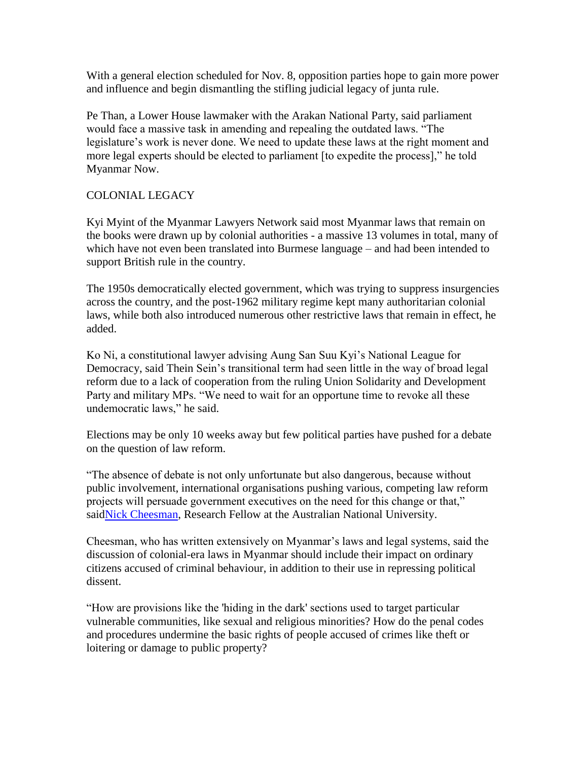With a general election scheduled for Nov. 8, opposition parties hope to gain more power and influence and begin dismantling the stifling judicial legacy of junta rule.

Pe Than, a Lower House lawmaker with the Arakan National Party, said parliament would face a massive task in amending and repealing the outdated laws. "The legislature's work is never done. We need to update these laws at the right moment and more legal experts should be elected to parliament [to expedite the process]," he told Myanmar Now.

COLONIAL LEGACY

Kyi Myint of the Myanmar Lawyers Network said most Myanmar laws that remain on the books were drawn up by colonial authorities - a massive 13 volumes in total, many of which have not even been translated into Burmese language – and had been intended to support British rule in the country.

The 1950s democratically elected government, which was trying to suppress insurgencies across the country, and the post-1962 military regime kept many authoritarian colonial laws, while both also introduced numerous other restrictive laws that remain in effect, he added.

Ko Ni, a constitutional lawyer advising Aung San Suu Kyi's National League for Democracy, said Thein Sein's transitional term had seen little in the way of broad legal reform due to a lack of cooperation from the ruling Union Solidarity and Development Party and military MPs. "We need to wait for an opportune time to revoke all these undemocratic laws," he said.

Elections may be only 10 weeks away but few political parties have pushed for a debate on the question of law reform.

"The absence of debate is not only unfortunate but also dangerous, because without public involvement, international organisations pushing various, competing law reform projects will persuade government executives on the need for this change or that," saidNick Cheesman, Research Fellow at the Australian National University.

Cheesman, who has written extensively on Myanmar's laws and legal systems, said the discussion of colonial-era laws in Myanmar should include their impact on ordinary citizens accused of criminal behaviour, in addition to their use in repressing political dissent.

"How are provisions like the 'hiding in the dark' sections used to target particular vulnerable communities, like sexual and religious minorities? How do the penal codes and procedures undermine the basic rights of people accused of crimes like theft or loitering or damage to public property?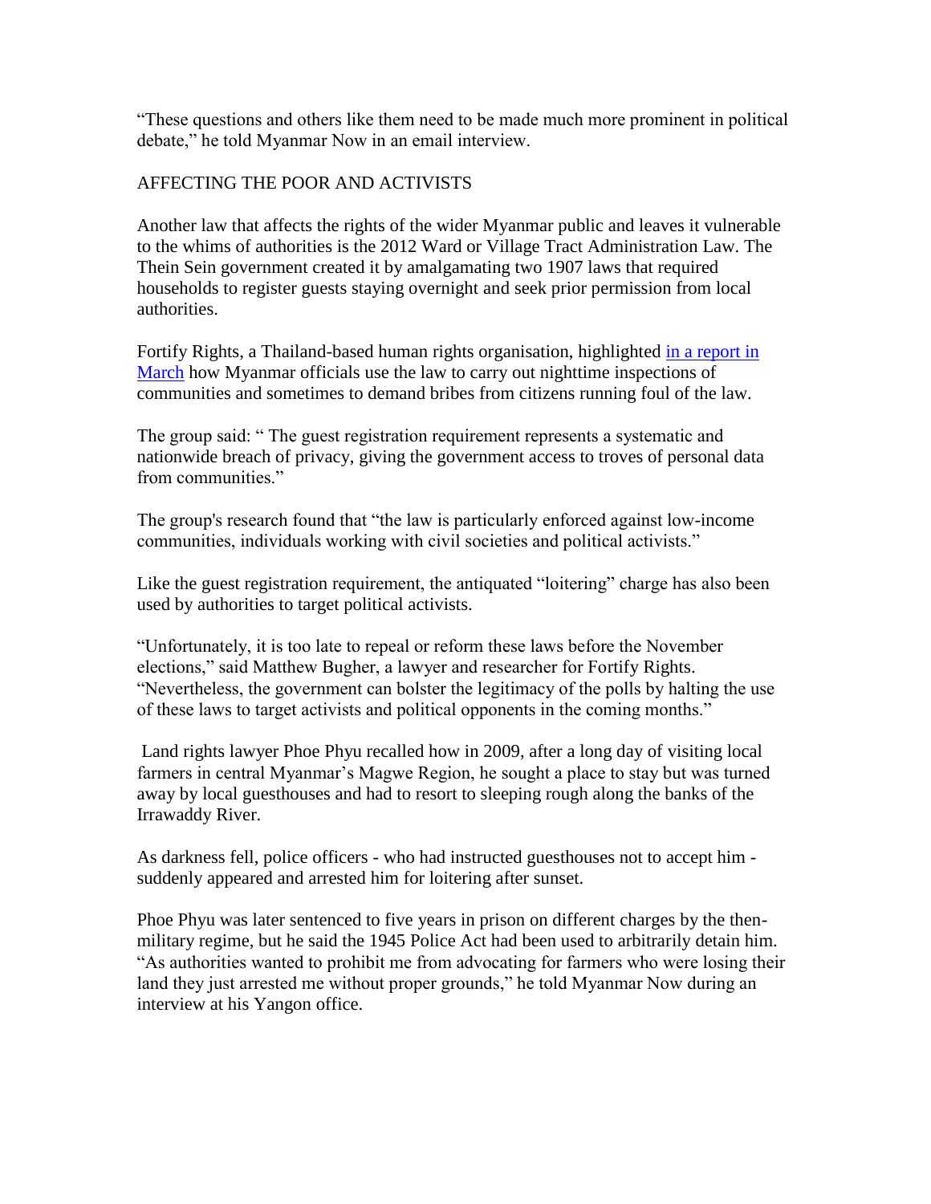"These questions and others like them need to be made much more prominent in political debate," he told Myanmar Now in an email interview.

## AFFECTING THE POOR AND ACTIVISTS

Another law that affects the rights of the wider Myanmar public and leaves it vulnerable to the whims of authorities is the 2012 Ward or Village Tract Administration Law. The Thein Sein government created it by amalgamating two 1907 laws that required households to register guests staying overnight and seek prior permission from local authorities.

Fortify Rights, a Thailand-based human rights organisation, highlighted [in a report in March](#) how Myanmar officials use the law to carry out nighttime inspections of communities and sometimes to demand bribes from citizens running foul of the law.

The group said: " The guest registration requirement represents a systematic and nationwide breach of privacy, giving the government access to troves of personal data from communities."

The group's research found that "the law is particularly enforced against low-income communities, individuals working with civil societies and political activists."

Like the guest registration requirement, the antiquated "loitering" charge has also been used by authorities to target political activists.

"Unfortunately, it is too late to repeal or reform these laws before the November elections," said Matthew Bugher, a lawyer and researcher for Fortify Rights. "Nevertheless, the government can bolster the legitimacy of the polls by halting the use of these laws to target activists and political opponents in the coming months."

Land rights lawyer Phoe Phyu recalled how in 2009, after a long day of visiting local farmers in central Myanmar's Magwe Region, he sought a place to stay but was turned away by local guesthouses and had to resort to sleeping rough along the banks of the Irrawaddy River.

As darkness fell, police officers - who had instructed guesthouses not to accept him - suddenly appeared and arrested him for loitering after sunset.

Phoe Phyu was later sentenced to five years in prison on different charges by the then-military regime, but he said the 1945 Police Act had been used to arbitrarily detain him. "As authorities wanted to prohibit me from advocating for farmers who were losing their land they just arrested me without proper grounds," he told Myanmar Now during an interview at his Yangon office.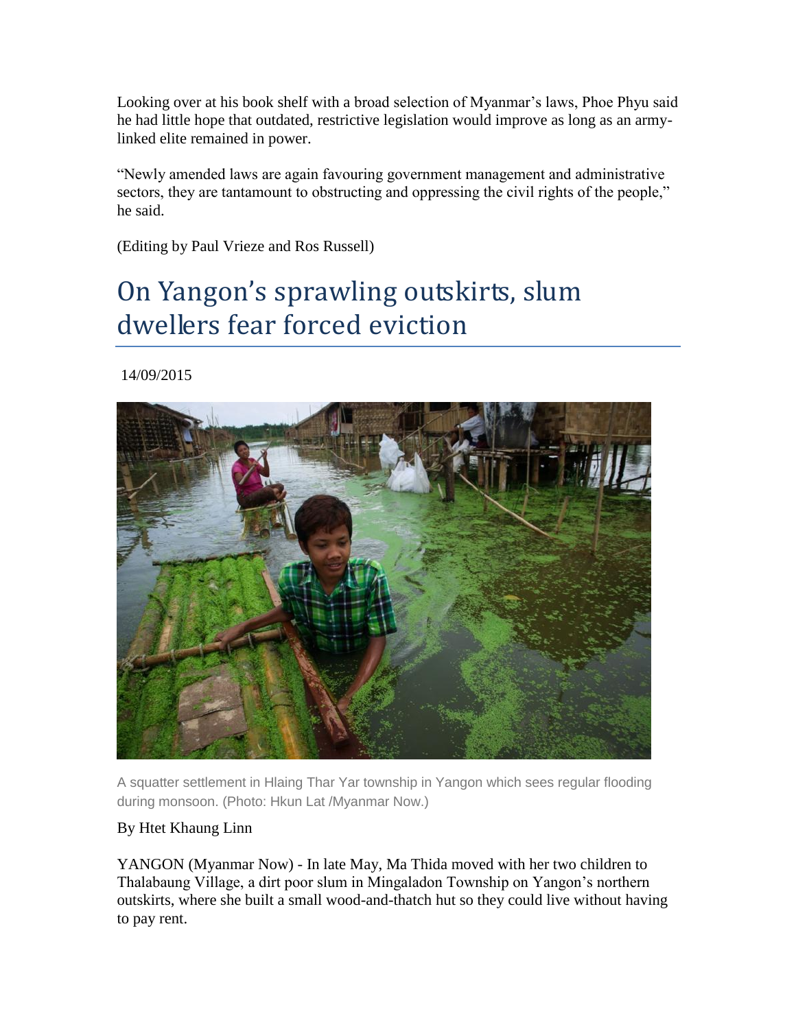Looking over at his book shelf with a broad selection of Myanmar's laws, Phoe Phyu said he had little hope that outdated, restrictive legislation would improve as long as an army-linked elite remained in power.

"Newly amended laws are again favouring government management and administrative sectors, they are tantamount to obstructing and oppressing the civil rights of the people," he said.

(Editing by Paul Vrieze and Ros Russell)

# On Yangon's sprawling outskirts, slum dwellers fear forced eviction

14/09/2015

A squatter settlement in Hlaing Thar Yar township in Yangon which sees regular flooding during monsoon. (Photo: Hkun Lat /Myanmar Now.)

By Htet Khaung Linn

YANGON (Myanmar Now) - In late May, Ma Thida moved with her two children to Thalabaung Village, a dirt poor slum in Mingaladon Township on Yangon's northern outskirts, where she built a small wood-and-thatch hut so they could live without having to pay rent.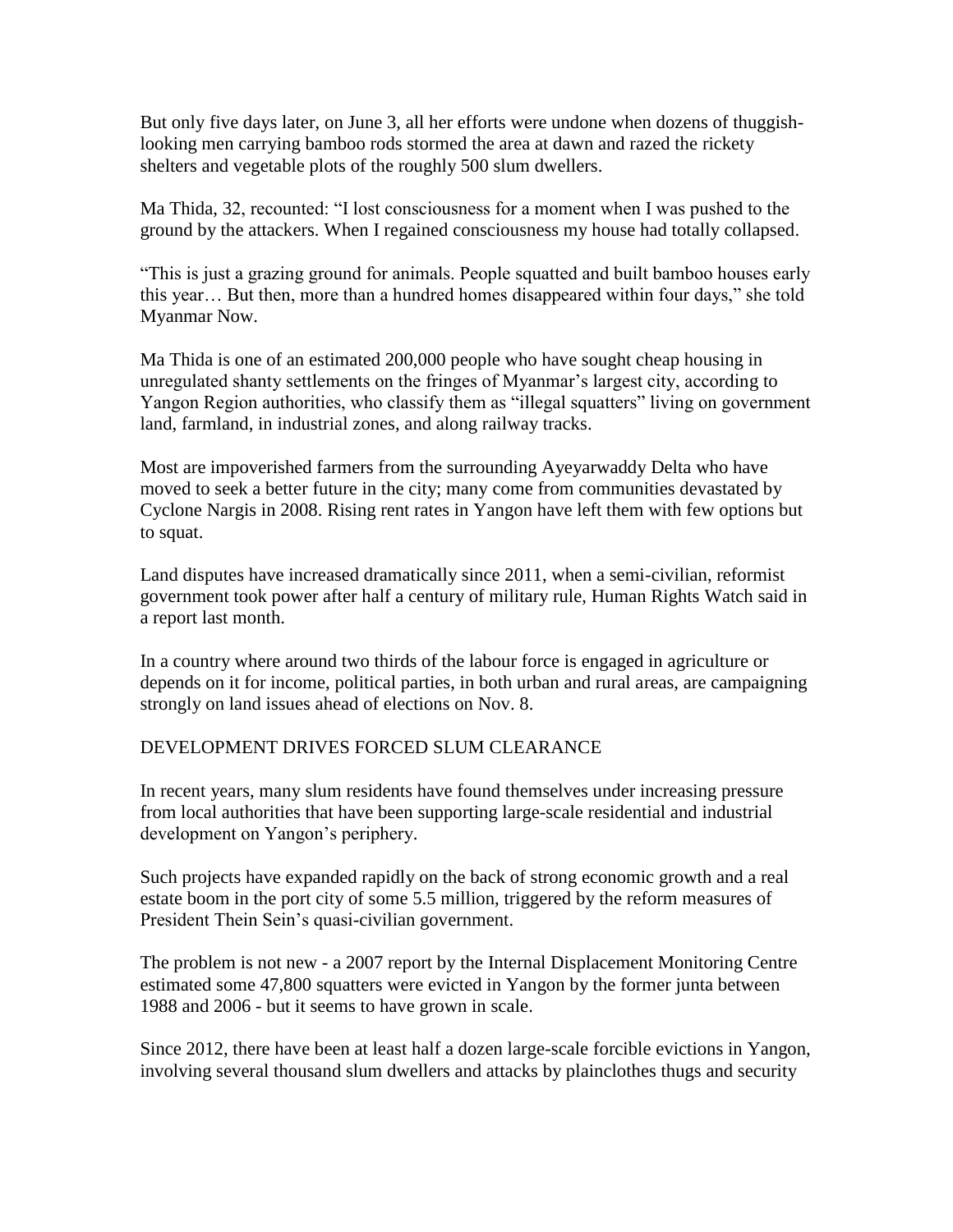But only five days later, on June 3, all her efforts were undone when dozens of thuggish-looking men carrying bamboo rods stormed the area at dawn and razed the rickety shelters and vegetable plots of the roughly 500 slum dwellers.

Ma Thida, 32, recounted: "I lost consciousness for a moment when I was pushed to the ground by the attackers. When I regained consciousness my house had totally collapsed.

"This is just a grazing ground for animals. People squatted and built bamboo houses early this year… But then, more than a hundred homes disappeared within four days," she told Myanmar Now.

Ma Thida is one of an estimated 200,000 people who have sought cheap housing in unregulated shanty settlements on the fringes of Myanmar's largest city, according to Yangon Region authorities, who classify them as "illegal squatters" living on government land, farmland, in industrial zones, and along railway tracks.

Most are impoverished farmers from the surrounding Ayeyarwaddy Delta who have moved to seek a better future in the city; many come from communities devastated by Cyclone Nargis in 2008. Rising rent rates in Yangon have left them with few options but to squat.

Land disputes have increased dramatically since 2011, when a semi-civilian, reformist government took power after half a century of military rule, Human Rights Watch said in a report last month.

In a country where around two thirds of the labour force is engaged in agriculture or depends on it for income, political parties, in both urban and rural areas, are campaigning strongly on land issues ahead of elections on Nov. 8.

## DEVELOPMENT DRIVES FORCED SLUM CLEARANCE

In recent years, many slum residents have found themselves under increasing pressure from local authorities that have been supporting large-scale residential and industrial development on Yangon's periphery.

Such projects have expanded rapidly on the back of strong economic growth and a real estate boom in the port city of some 5.5 million, triggered by the reform measures of President Thein Sein's quasi-civilian government.

The problem is not new - a 2007 report by the Internal Displacement Monitoring Centre estimated some 47,800 squatters were evicted in Yangon by the former junta between 1988 and 2006 - but it seems to have grown in scale.

Since 2012, there have been at least half a dozen large-scale forcible evictions in Yangon, involving several thousand slum dwellers and attacks by plainclothes thugs and security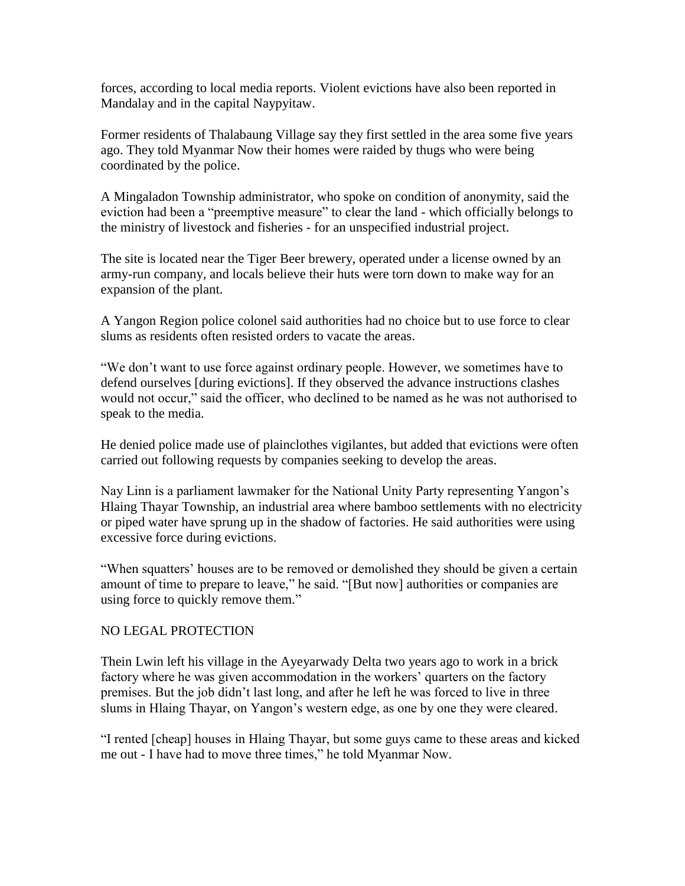forces, according to local media reports. Violent evictions have also been reported in Mandalay and in the capital Naypyitaw.

Former residents of Thalabaung Village say they first settled in the area some five years ago. They told Myanmar Now their homes were raided by thugs who were being coordinated by the police.

A Mingaladon Township administrator, who spoke on condition of anonymity, said the eviction had been a "preemptive measure" to clear the land - which officially belongs to the ministry of livestock and fisheries - for an unspecified industrial project.

The site is located near the Tiger Beer brewery, operated under a license owned by an army-run company, and locals believe their huts were torn down to make way for an expansion of the plant.

A Yangon Region police colonel said authorities had no choice but to use force to clear slums as residents often resisted orders to vacate the areas.

"We don't want to use force against ordinary people. However, we sometimes have to defend ourselves [during evictions]. If they observed the advance instructions clashes would not occur," said the officer, who declined to be named as he was not authorised to speak to the media.

He denied police made use of plainclothes vigilantes, but added that evictions were often carried out following requests by companies seeking to develop the areas.

Nay Linn is a parliament lawmaker for the National Unity Party representing Yangon's Hlaing Thayar Township, an industrial area where bamboo settlements with no electricity or piped water have sprung up in the shadow of factories. He said authorities were using excessive force during evictions.

"When squatters' houses are to be removed or demolished they should be given a certain amount of time to prepare to leave," he said. "[But now] authorities or companies are using force to quickly remove them."

## NO LEGAL PROTECTION

Thein Lwin left his village in the Ayeyarwady Delta two years ago to work in a brick factory where he was given accommodation in the workers' quarters on the factory premises. But the job didn't last long, and after he left he was forced to live in three slums in Hlaing Thayar, on Yangon's western edge, as one by one they were cleared.

"I rented [cheap] houses in Hlaing Thayar, but some guys came to these areas and kicked me out - I have had to move three times," he told Myanmar Now.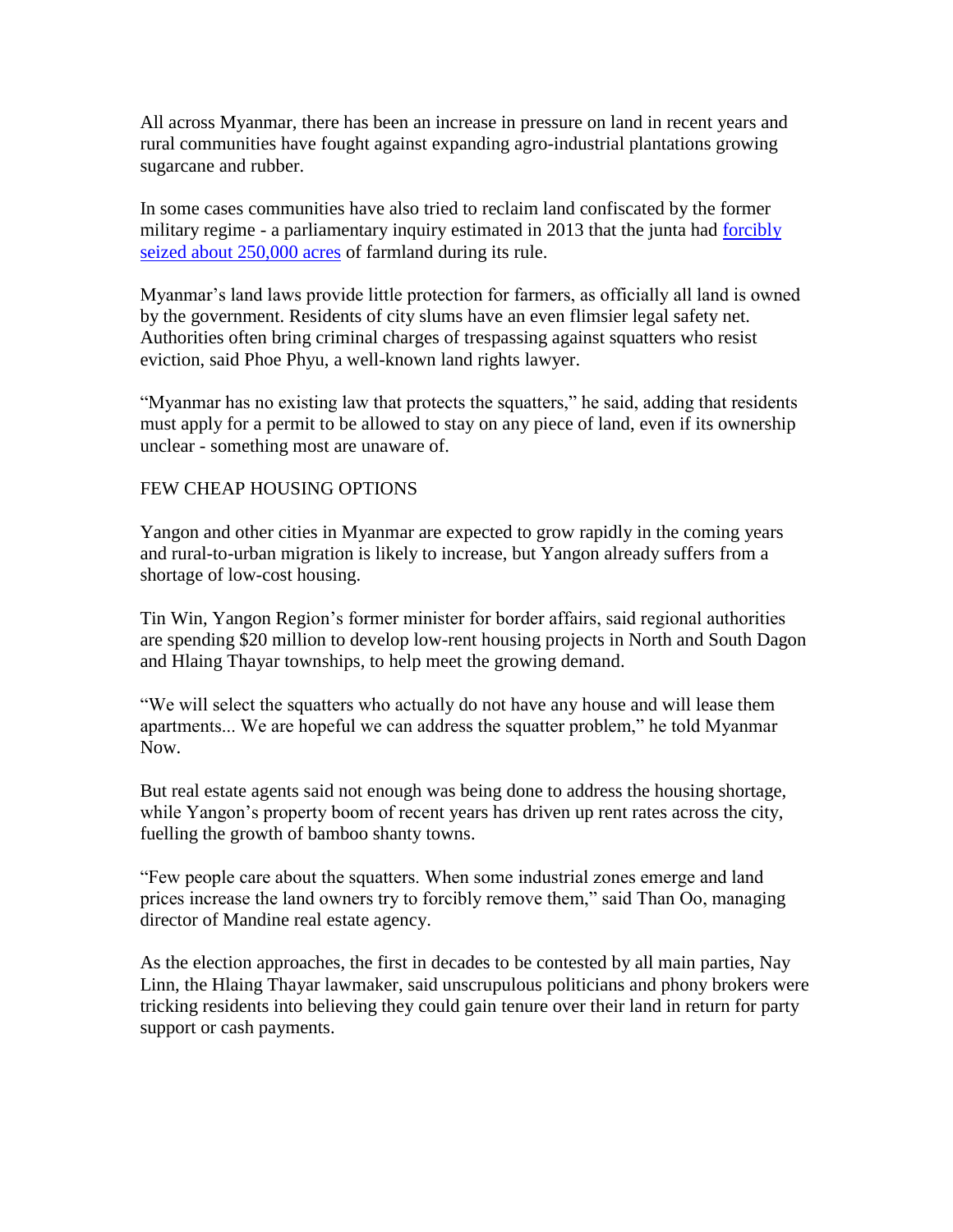All across Myanmar, there has been an increase in pressure on land in recent years and rural communities have fought against expanding agro-industrial plantations growing sugarcane and rubber.

In some cases communities have also tried to reclaim land confiscated by the former military regime - a parliamentary inquiry estimated in 2013 that the junta had forcibly seized about 250,000 acres of farmland during its rule.

Myanmar's land laws provide little protection for farmers, as officially all land is owned by the government. Residents of city slums have an even flimsier legal safety net. Authorities often bring criminal charges of trespassing against squatters who resist eviction, said Phoe Phyu, a well-known land rights lawyer.

"Myanmar has no existing law that protects the squatters," he said, adding that residents must apply for a permit to be allowed to stay on any piece of land, even if its ownership unclear - something most are unaware of.

FEW CHEAP HOUSING OPTIONS

Yangon and other cities in Myanmar are expected to grow rapidly in the coming years and rural-to-urban migration is likely to increase, but Yangon already suffers from a shortage of low-cost housing.

Tin Win, Yangon Region's former minister for border affairs, said regional authorities are spending $20 million to develop low-rent housing projects in North and South Dagon and Hlaing Thayar townships, to help meet the growing demand.

"We will select the squatters who actually do not have any house and will lease them apartments... We are hopeful we can address the squatter problem," he told Myanmar Now.

But real estate agents said not enough was being done to address the housing shortage, while Yangon's property boom of recent years has driven up rent rates across the city, fuelling the growth of bamboo shanty towns.

"Few people care about the squatters. When some industrial zones emerge and land prices increase the land owners try to forcibly remove them," said Than Oo, managing director of Mandine real estate agency.

As the election approaches, the first in decades to be contested by all main parties, Nay Linn, the Hlaing Thayar lawmaker, said unscrupulous politicians and phony brokers were tricking residents into believing they could gain tenure over their land in return for party support or cash payments.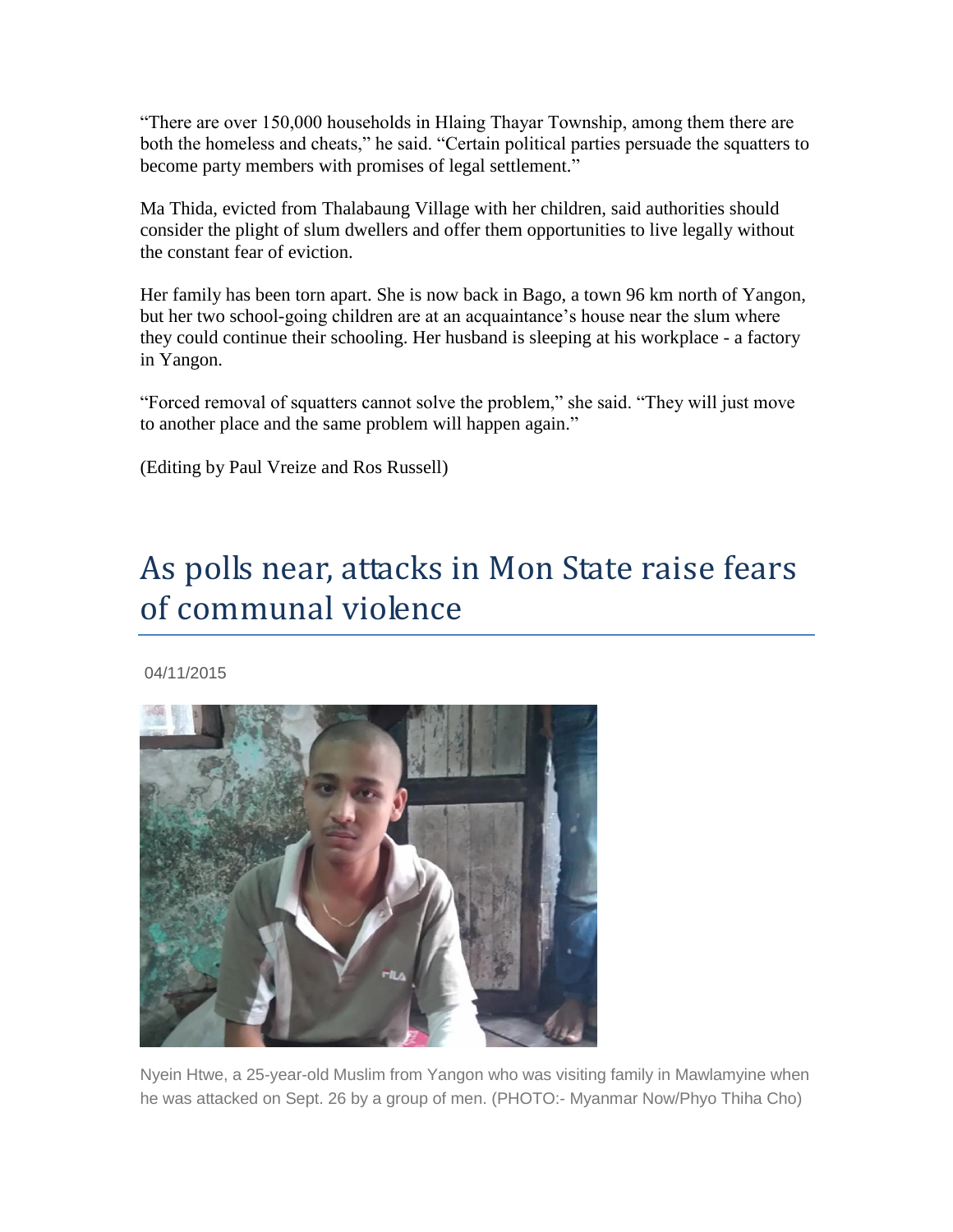"There are over 150,000 households in Hlaing Thayar Township, among them there are both the homeless and cheats," he said. "Certain political parties persuade the squatters to become party members with promises of legal settlement."

Ma Thida, evicted from Thalabaung Village with her children, said authorities should consider the plight of slum dwellers and offer them opportunities to live legally without the constant fear of eviction.

Her family has been torn apart. She is now back in Bago, a town 96 km north of Yangon, but her two school-going children are at an acquaintance's house near the slum where they could continue their schooling. Her husband is sleeping at his workplace - a factory in Yangon.

"Forced removal of squatters cannot solve the problem," she said. "They will just move to another place and the same problem will happen again."

(Editing by Paul Vreize and Ros Russell)

# As polls near, attacks in Mon State raise fears of communal violence

04/11/2015

Nyein Htwe, a 25-year-old Muslim from Yangon who was visiting family in Mawlamyine when he was attacked on Sept. 26 by a group of men. (PHOTO:- Myanmar Now/Phyo Thiha Cho)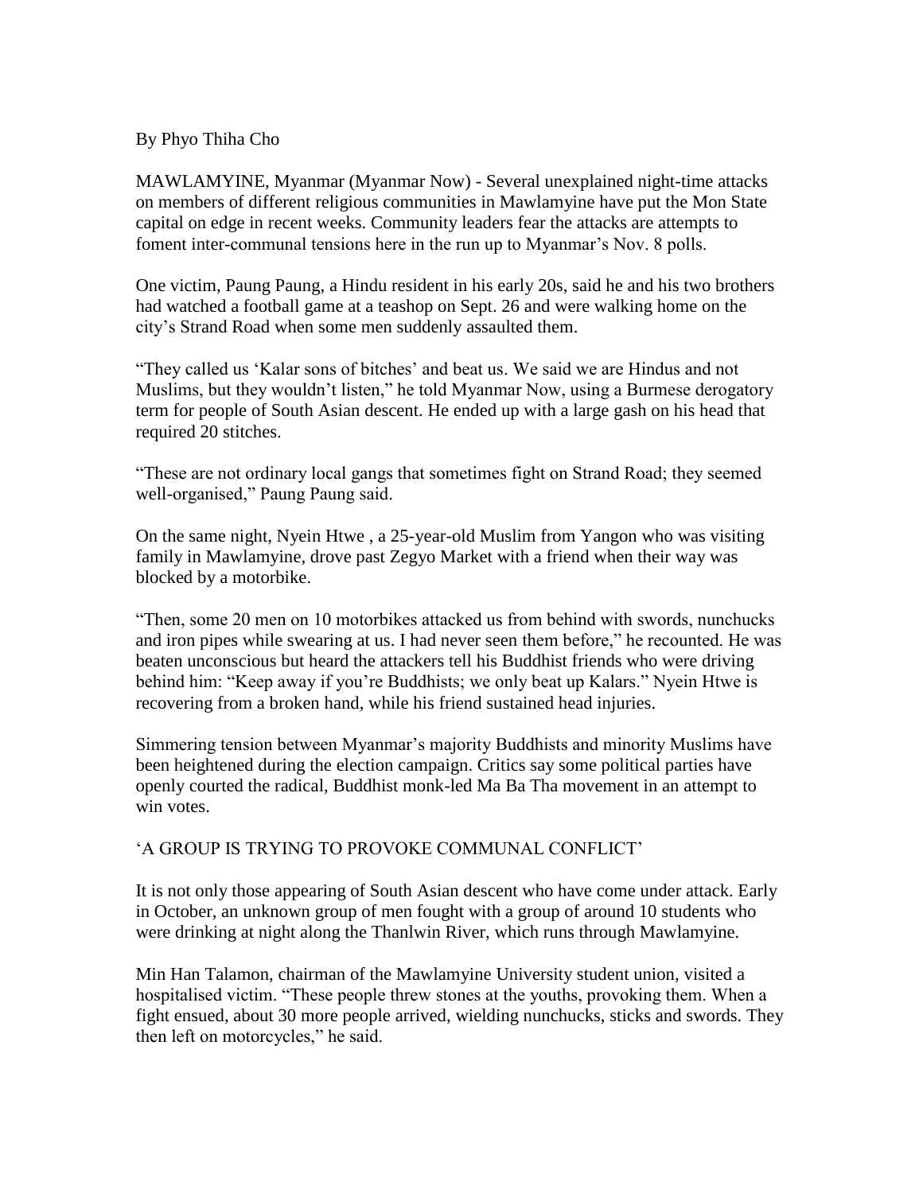By Phyo Thiha Cho

MAWLAMYINE, Myanmar (Myanmar Now) - Several unexplained night-time attacks on members of different religious communities in Mawlamyine have put the Mon State capital on edge in recent weeks. Community leaders fear the attacks are attempts to foment inter-communal tensions here in the run up to Myanmar's Nov. 8 polls.

One victim, Paung Paung, a Hindu resident in his early 20s, said he and his two brothers had watched a football game at a teashop on Sept. 26 and were walking home on the city's Strand Road when some men suddenly assaulted them.

"They called us 'Kalar sons of bitches' and beat us. We said we are Hindus and not Muslims, but they wouldn't listen," he told Myanmar Now, using a Burmese derogatory term for people of South Asian descent. He ended up with a large gash on his head that required 20 stitches.

"These are not ordinary local gangs that sometimes fight on Strand Road; they seemed well-organised," Paung Paung said.

On the same night, Nyein Htwe , a 25-year-old Muslim from Yangon who was visiting family in Mawlamyine, drove past Zegyo Market with a friend when their way was blocked by a motorbike.

"Then, some 20 men on 10 motorbikes attacked us from behind with swords, nunchucks and iron pipes while swearing at us. I had never seen them before," he recounted. He was beaten unconscious but heard the attackers tell his Buddhist friends who were driving behind him: "Keep away if you're Buddhists; we only beat up Kalars." Nyein Htwe is recovering from a broken hand, while his friend sustained head injuries.

Simmering tension between Myanmar's majority Buddhists and minority Muslims have been heightened during the election campaign. Critics say some political parties have openly courted the radical, Buddhist monk-led Ma Ba Tha movement in an attempt to win votes.

## 'A GROUP IS TRYING TO PROVOKE COMMUNAL CONFLICT'

It is not only those appearing of South Asian descent who have come under attack. Early in October, an unknown group of men fought with a group of around 10 students who were drinking at night along the Thanlwin River, which runs through Mawlamyine.

Min Han Talamon, chairman of the Mawlamyine University student union, visited a hospitalised victim. "These people threw stones at the youths, provoking them. When a fight ensued, about 30 more people arrived, wielding nunchucks, sticks and swords. They then left on motorcycles," he said.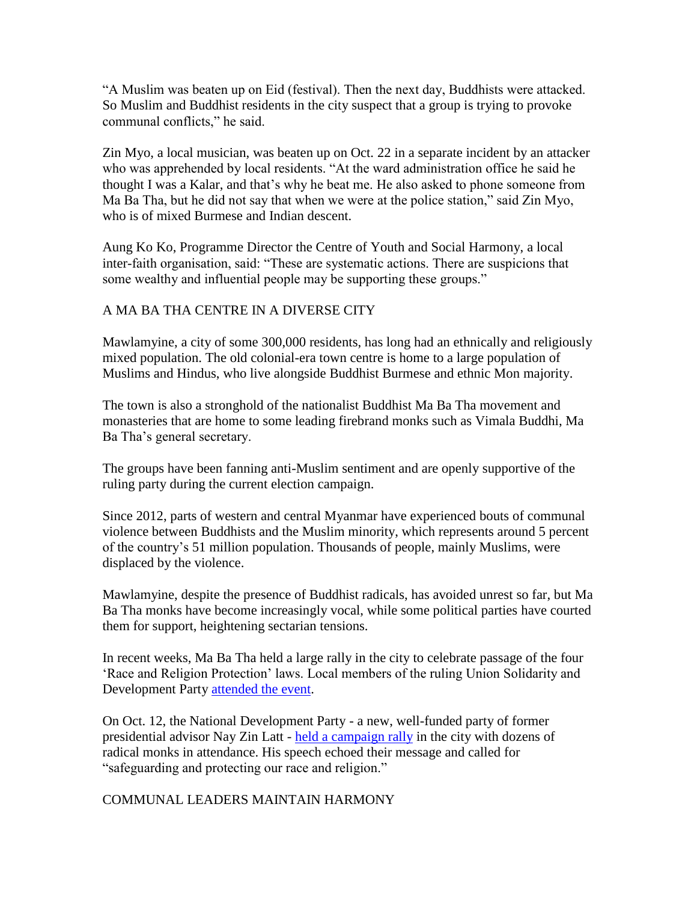"A Muslim was beaten up on Eid (festival). Then the next day, Buddhists were attacked. So Muslim and Buddhist residents in the city suspect that a group is trying to provoke communal conflicts," he said.

Zin Myo, a local musician, was beaten up on Oct. 22 in a separate incident by an attacker who was apprehended by local residents. "At the ward administration office he said he thought I was a Kalar, and that's why he beat me. He also asked to phone someone from Ma Ba Tha, but he did not say that when we were at the police station," said Zin Myo, who is of mixed Burmese and Indian descent.

Aung Ko Ko, Programme Director the Centre of Youth and Social Harmony, a local inter-faith organisation, said: "These are systematic actions. There are suspicions that some wealthy and influential people may be supporting these groups."

## A MA BA THA CENTRE IN A DIVERSE CITY

Mawlamyine, a city of some 300,000 residents, has long had an ethnically and religiously mixed population. The old colonial-era town centre is home to a large population of Muslims and Hindus, who live alongside Buddhist Burmese and ethnic Mon majority.

The town is also a stronghold of the nationalist Buddhist Ma Ba Tha movement and monasteries that are home to some leading firebrand monks such as Vimala Buddhi, Ma Ba Tha's general secretary.

The groups have been fanning anti-Muslim sentiment and are openly supportive of the ruling party during the current election campaign.

Since 2012, parts of western and central Myanmar have experienced bouts of communal violence between Buddhists and the Muslim minority, which represents around 5 percent of the country's 51 million population. Thousands of people, mainly Muslims, were displaced by the violence.

Mawlamyine, despite the presence of Buddhist radicals, has avoided unrest so far, but Ma Ba Tha monks have become increasingly vocal, while some political parties have courted them for support, heightening sectarian tensions.

In recent weeks, Ma Ba Tha held a large rally in the city to celebrate passage of the four 'Race and Religion Protection' laws. Local members of the ruling Union Solidarity and Development Party attended the event.

On Oct. 12, the National Development Party - a new, well-funded party of former presidential advisor Nay Zin Latt - held a campaign rally in the city with dozens of radical monks in attendance. His speech echoed their message and called for "safeguarding and protecting our race and religion."

## COMMUNAL LEADERS MAINTAIN HARMONY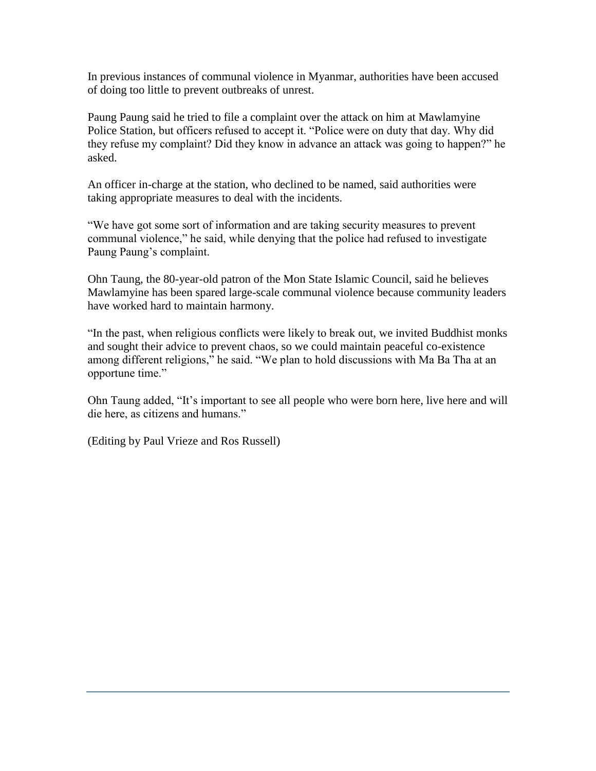In previous instances of communal violence in Myanmar, authorities have been accused of doing too little to prevent outbreaks of unrest.

Paung Paung said he tried to file a complaint over the attack on him at Mawlamyine Police Station, but officers refused to accept it. "Police were on duty that day. Why did they refuse my complaint? Did they know in advance an attack was going to happen?" he asked.

An officer in-charge at the station, who declined to be named, said authorities were taking appropriate measures to deal with the incidents.

"We have got some sort of information and are taking security measures to prevent communal violence," he said, while denying that the police had refused to investigate Paung Paung's complaint.

Ohn Taung, the 80-year-old patron of the Mon State Islamic Council, said he believes Mawlamyine has been spared large-scale communal violence because community leaders have worked hard to maintain harmony.

"In the past, when religious conflicts were likely to break out, we invited Buddhist monks and sought their advice to prevent chaos, so we could maintain peaceful co-existence among different religions," he said. "We plan to hold discussions with Ma Ba Tha at an opportune time."

Ohn Taung added, "It's important to see all people who were born here, live here and will die here, as citizens and humans."

(Editing by Paul Vrieze and Ros Russell)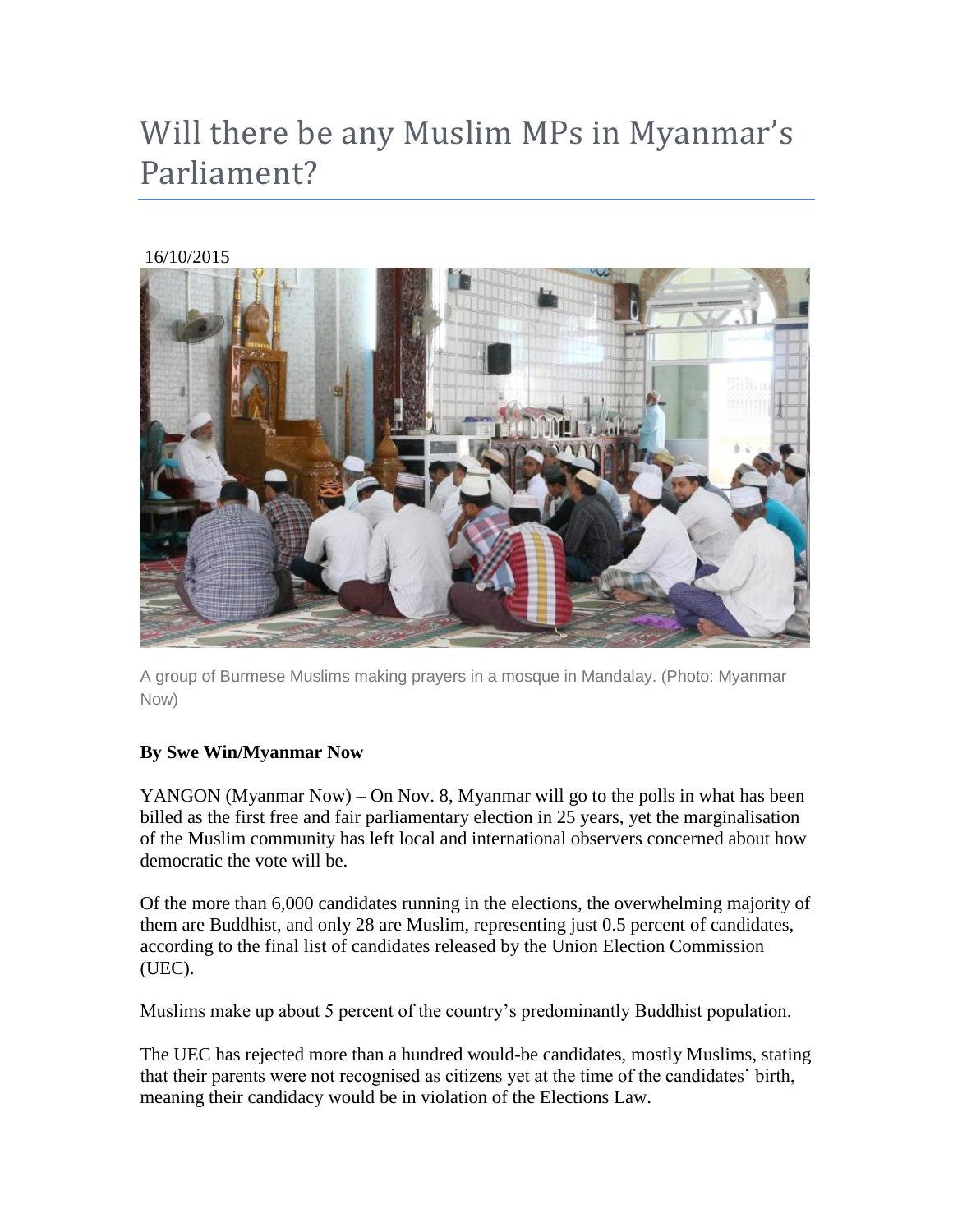# Will there be any Muslim MPs in Myanmar's Parliament?

16/10/2015

A group of Burmese Muslims making prayers in a mosque in Mandalay. (Photo: Myanmar Now)

**By Swe Win/Myanmar Now**

YANGON (Myanmar Now) – On Nov. 8, Myanmar will go to the polls in what has been billed as the first free and fair parliamentary election in 25 years, yet the marginalisation of the Muslim community has left local and international observers concerned about how democratic the vote will be.

Of the more than 6,000 candidates running in the elections, the overwhelming majority of them are Buddhist, and only 28 are Muslim, representing just 0.5 percent of candidates, according to the final list of candidates released by the Union Election Commission (UEC).

Muslims make up about 5 percent of the country's predominantly Buddhist population.

The UEC has rejected more than a hundred would-be candidates, mostly Muslims, stating that their parents were not recognised as citizens yet at the time of the candidates' birth, meaning their candidacy would be in violation of the Elections Law.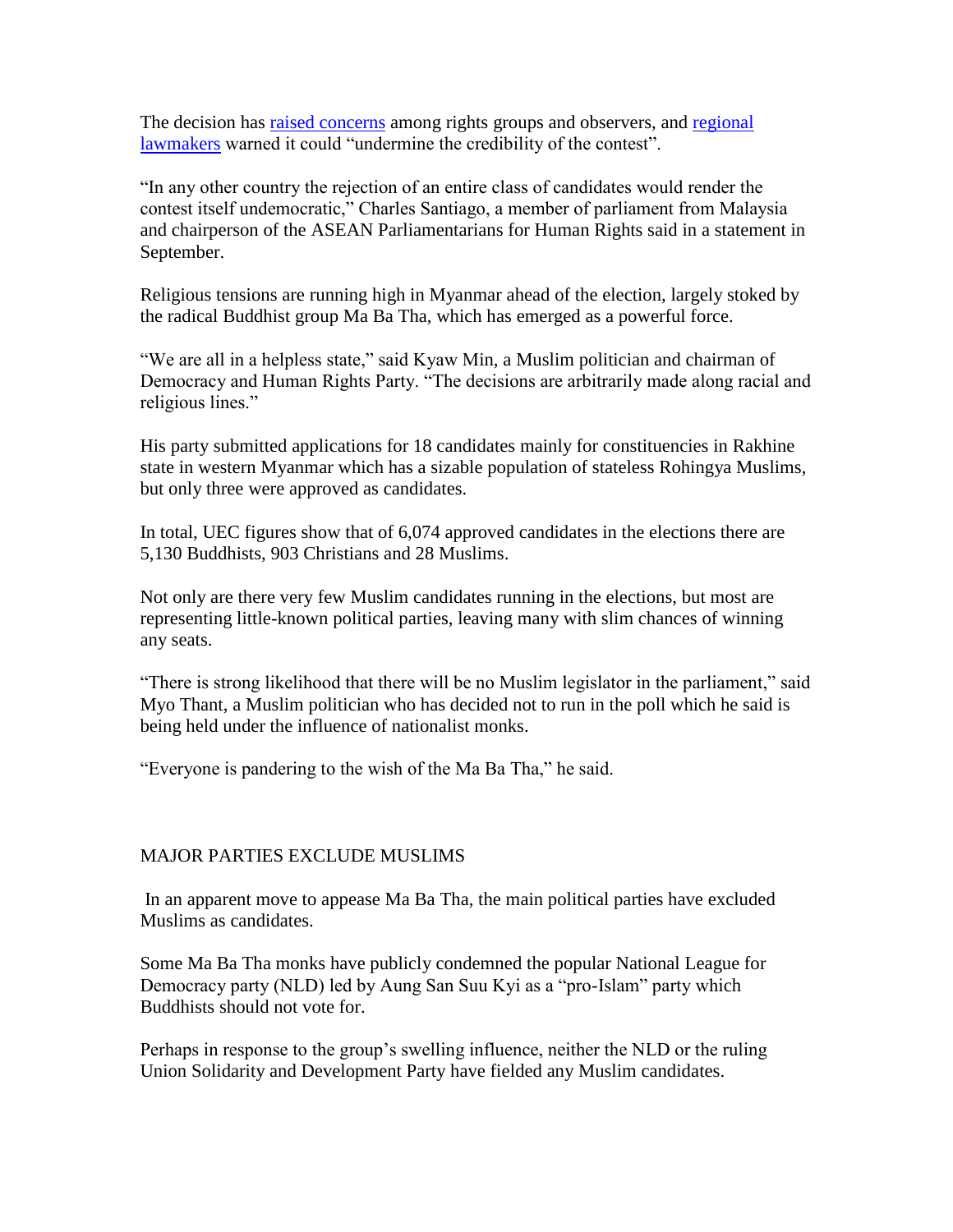The decision has raised concerns among rights groups and observers, and regional lawmakers warned it could "undermine the credibility of the contest".

"In any other country the rejection of an entire class of candidates would render the contest itself undemocratic," Charles Santiago, a member of parliament from Malaysia and chairperson of the ASEAN Parliamentarians for Human Rights said in a statement in September.

Religious tensions are running high in Myanmar ahead of the election, largely stoked by the radical Buddhist group Ma Ba Tha, which has emerged as a powerful force.

"We are all in a helpless state," said Kyaw Min, a Muslim politician and chairman of Democracy and Human Rights Party. "The decisions are arbitrarily made along racial and religious lines."

His party submitted applications for 18 candidates mainly for constituencies in Rakhine state in western Myanmar which has a sizable population of stateless Rohingya Muslims, but only three were approved as candidates.

In total, UEC figures show that of 6,074 approved candidates in the elections there are 5,130 Buddhists, 903 Christians and 28 Muslims.

Not only are there very few Muslim candidates running in the elections, but most are representing little-known political parties, leaving many with slim chances of winning any seats.

"There is strong likelihood that there will be no Muslim legislator in the parliament," said Myo Thant, a Muslim politician who has decided not to run in the poll which he said is being held under the influence of nationalist monks.

"Everyone is pandering to the wish of the Ma Ba Tha," he said.

## MAJOR PARTIES EXCLUDE MUSLIMS

In an apparent move to appease Ma Ba Tha, the main political parties have excluded Muslims as candidates.

Some Ma Ba Tha monks have publicly condemned the popular National League for Democracy party (NLD) led by Aung San Suu Kyi as a "pro-Islam" party which Buddhists should not vote for.

Perhaps in response to the group's swelling influence, neither the NLD or the ruling Union Solidarity and Development Party have fielded any Muslim candidates.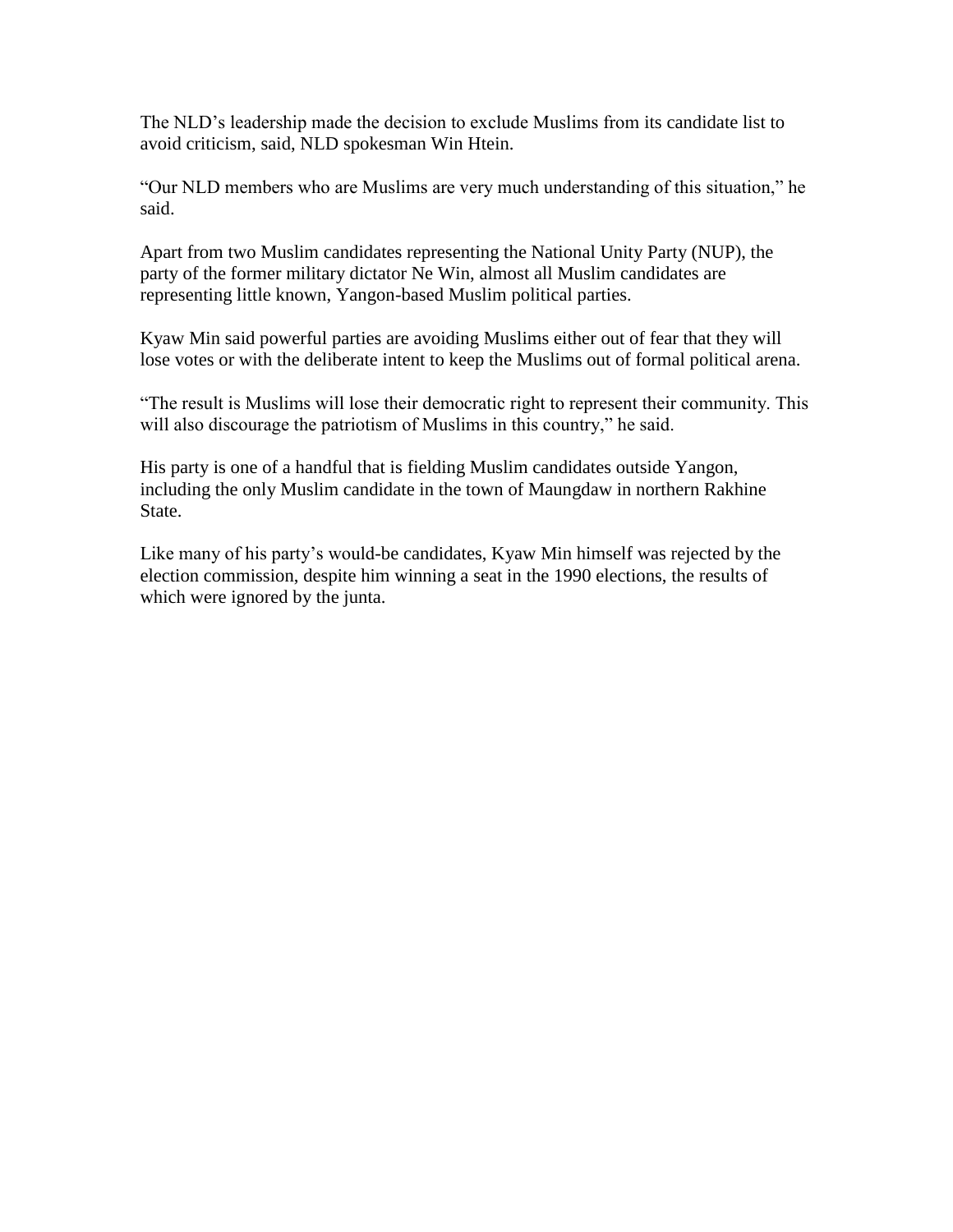The NLD's leadership made the decision to exclude Muslims from its candidate list to avoid criticism, said, NLD spokesman Win Htein.

"Our NLD members who are Muslims are very much understanding of this situation," he said.

Apart from two Muslim candidates representing the National Unity Party (NUP), the party of the former military dictator Ne Win, almost all Muslim candidates are representing little known, Yangon-based Muslim political parties.

Kyaw Min said powerful parties are avoiding Muslims either out of fear that they will lose votes or with the deliberate intent to keep the Muslims out of formal political arena.

"The result is Muslims will lose their democratic right to represent their community. This will also discourage the patriotism of Muslims in this country," he said.

His party is one of a handful that is fielding Muslim candidates outside Yangon, including the only Muslim candidate in the town of Maungdaw in northern Rakhine State.

Like many of his party's would-be candidates, Kyaw Min himself was rejected by the election commission, despite him winning a seat in the 1990 elections, the results of which were ignored by the junta.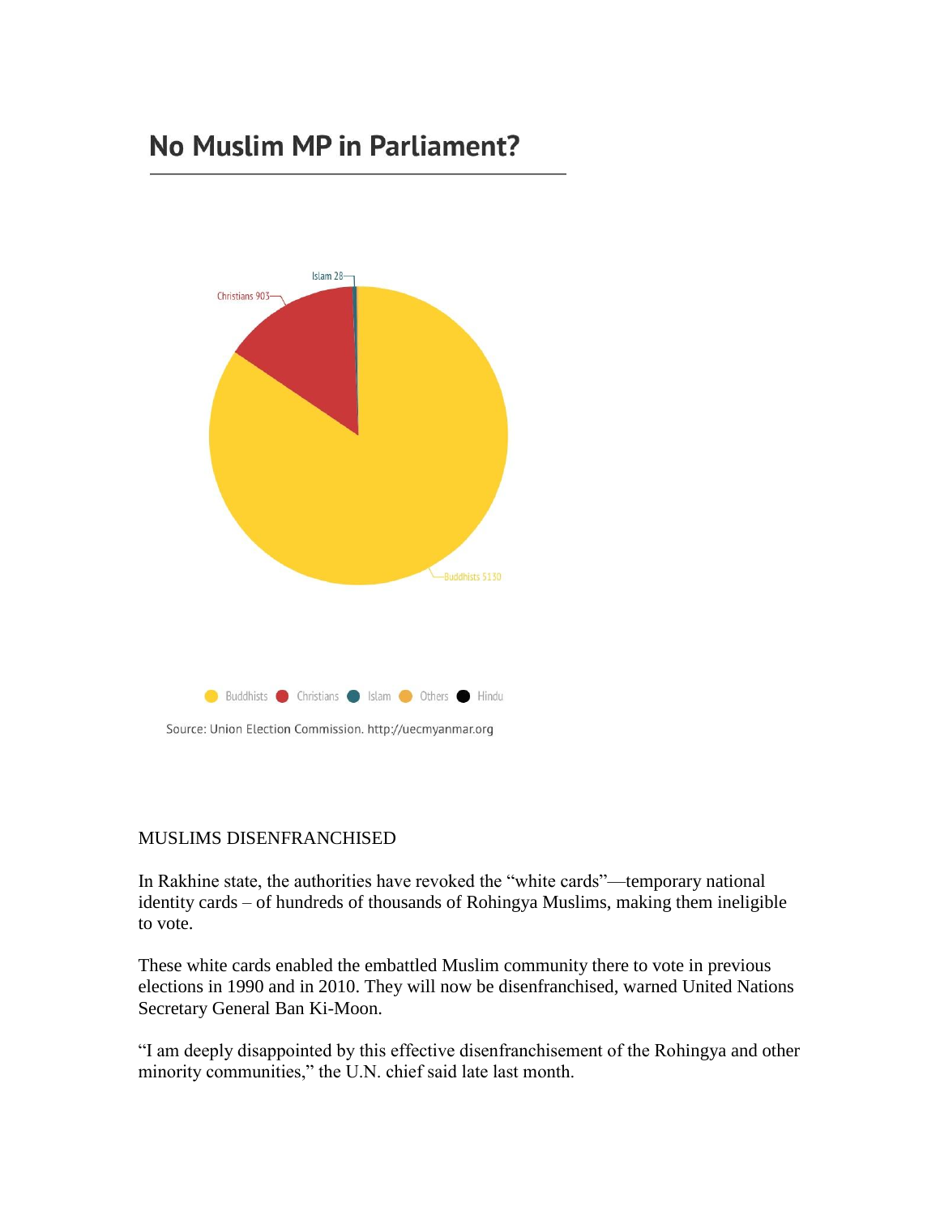## No Muslim MP in Parliament?

Islam 28

Christians 903

Buddhists 5130

Buddhists  Christians  Islam  Others  Hindu

Source: Union Election Commission. http://uecmyanmar.org

MUSLIMS DISENFRANCHISED

In Rakhine state, the authorities have revoked the "white cards"—temporary national identity cards – of hundreds of thousands of Rohingya Muslims, making them ineligible to vote.

These white cards enabled the embattled Muslim community there to vote in previous elections in 1990 and in 2010. They will now be disenfranchised, warned United Nations Secretary General Ban Ki-Moon.

"I am deeply disappointed by this effective disenfranchisement of the Rohingya and other minority communities," the U.N. chief said late last month.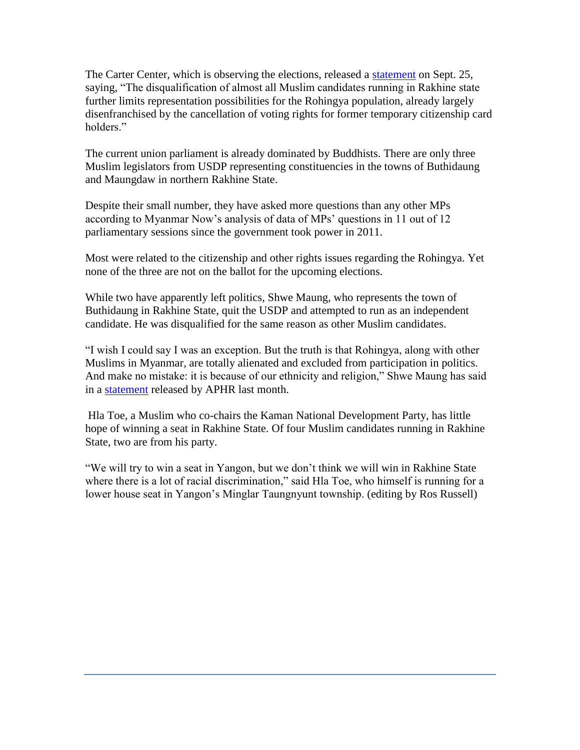The Carter Center, which is observing the elections, released a statement on Sept. 25, saying, "The disqualification of almost all Muslim candidates running in Rakhine state further limits representation possibilities for the Rohingya population, already largely disenfranchised by the cancellation of voting rights for former temporary citizenship card holders."

The current union parliament is already dominated by Buddhists. There are only three Muslim legislators from USDP representing constituencies in the towns of Buthidaung and Maungdaw in northern Rakhine State.

Despite their small number, they have asked more questions than any other MPs according to Myanmar Now's analysis of data of MPs' questions in 11 out of 12 parliamentary sessions since the government took power in 2011.

Most were related to the citizenship and other rights issues regarding the Rohingya. Yet none of the three are not on the ballot for the upcoming elections.

While two have apparently left politics, Shwe Maung, who represents the town of Buthidaung in Rakhine State, quit the USDP and attempted to run as an independent candidate. He was disqualified for the same reason as other Muslim candidates.

"I wish I could say I was an exception. But the truth is that Rohingya, along with other Muslims in Myanmar, are totally alienated and excluded from participation in politics. And make no mistake: it is because of our ethnicity and religion," Shwe Maung has said in a statement released by APHR last month.

Hla Toe, a Muslim who co-chairs the Kaman National Development Party, has little hope of winning a seat in Rakhine State. Of four Muslim candidates running in Rakhine State, two are from his party.

"We will try to win a seat in Yangon, but we don't think we will win in Rakhine State where there is a lot of racial discrimination," said Hla Toe, who himself is running for a lower house seat in Yangon's Minglar Taungnyunt township. (editing by Ros Russell)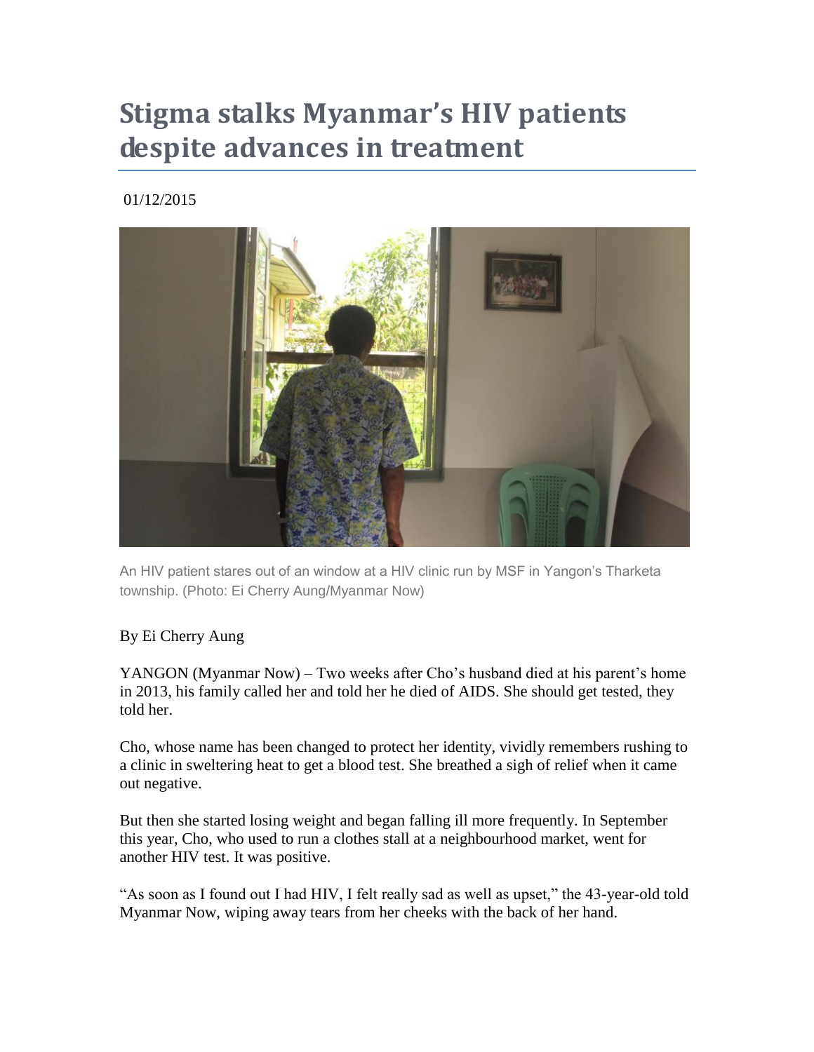# Stigma stalks Myanmar's HIV patients despite advances in treatment

01/12/2015

An HIV patient stares out of an window at a HIV clinic run by MSF in Yangon's Tharketa township. (Photo: Ei Cherry Aung/Myanmar Now)

By Ei Cherry Aung

YANGON (Myanmar Now) – Two weeks after Cho's husband died at his parent's home in 2013, his family called her and told her he died of AIDS. She should get tested, they told her.

Cho, whose name has been changed to protect her identity, vividly remembers rushing to a clinic in sweltering heat to get a blood test. She breathed a sigh of relief when it came out negative.

But then she started losing weight and began falling ill more frequently. In September this year, Cho, who used to run a clothes stall at a neighbourhood market, went for another HIV test. It was positive.

"As soon as I found out I had HIV, I felt really sad as well as upset," the 43-year-old told Myanmar Now, wiping away tears from her cheeks with the back of her hand.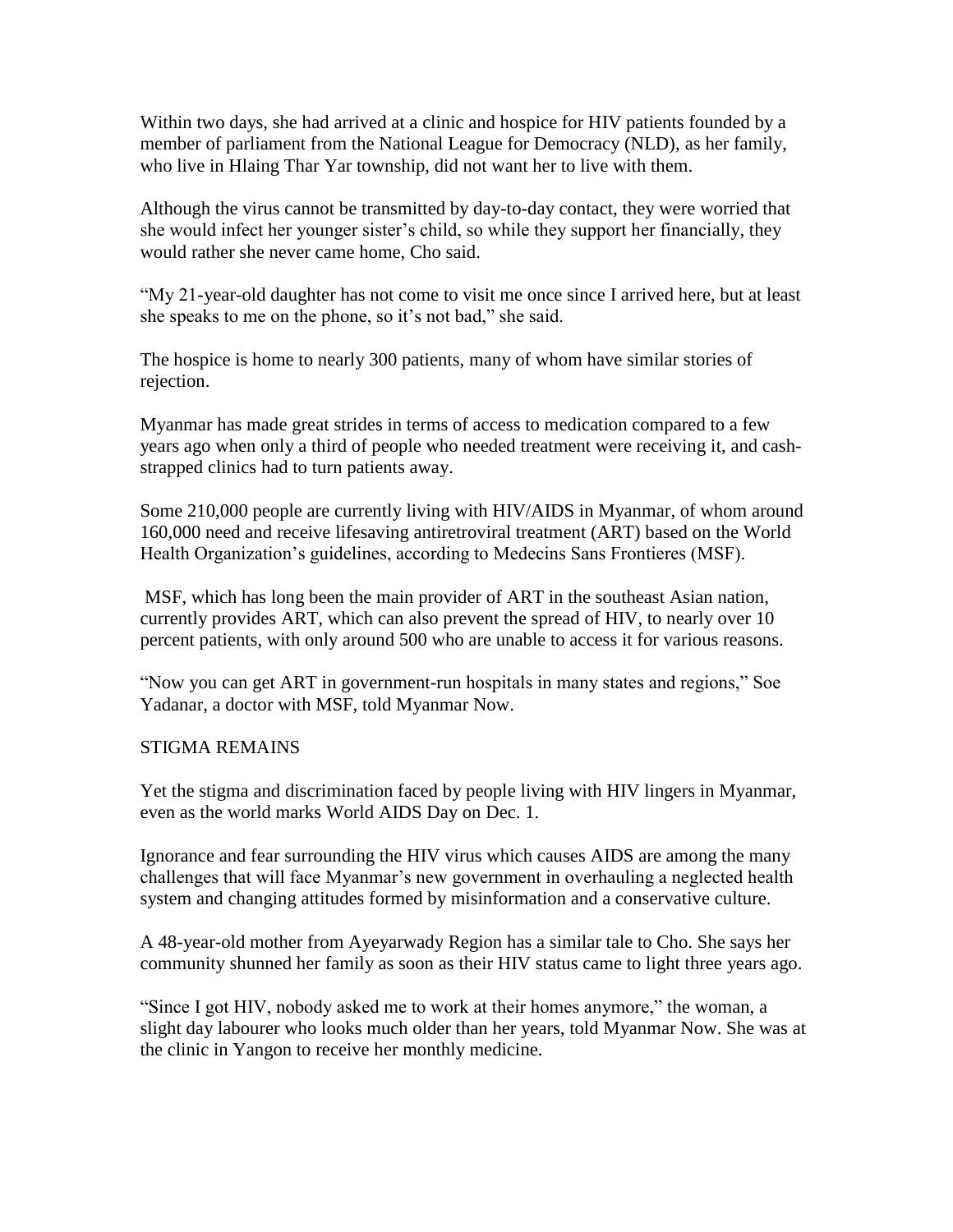Within two days, she had arrived at a clinic and hospice for HIV patients founded by a member of parliament from the National League for Democracy (NLD), as her family, who live in Hlaing Thar Yar township, did not want her to live with them.

Although the virus cannot be transmitted by day-to-day contact, they were worried that she would infect her younger sister's child, so while they support her financially, they would rather she never came home, Cho said.

"My 21-year-old daughter has not come to visit me once since I arrived here, but at least she speaks to me on the phone, so it's not bad," she said.

The hospice is home to nearly 300 patients, many of whom have similar stories of rejection.

Myanmar has made great strides in terms of access to medication compared to a few years ago when only a third of people who needed treatment were receiving it, and cash-strapped clinics had to turn patients away.

Some 210,000 people are currently living with HIV/AIDS in Myanmar, of whom around 160,000 need and receive lifesaving antiretroviral treatment (ART) based on the World Health Organization's guidelines, according to Medecins Sans Frontieres (MSF).

MSF, which has long been the main provider of ART in the southeast Asian nation, currently provides ART, which can also prevent the spread of HIV, to nearly over 10 percent patients, with only around 500 who are unable to access it for various reasons.

"Now you can get ART in government-run hospitals in many states and regions," Soe Yadanar, a doctor with MSF, told Myanmar Now.

## STIGMA REMAINS

Yet the stigma and discrimination faced by people living with HIV lingers in Myanmar, even as the world marks World AIDS Day on Dec. 1.

Ignorance and fear surrounding the HIV virus which causes AIDS are among the many challenges that will face Myanmar's new government in overhauling a neglected health system and changing attitudes formed by misinformation and a conservative culture.

A 48-year-old mother from Ayeyarwady Region has a similar tale to Cho. She says her community shunned her family as soon as their HIV status came to light three years ago.

"Since I got HIV, nobody asked me to work at their homes anymore," the woman, a slight day labourer who looks much older than her years, told Myanmar Now. She was at the clinic in Yangon to receive her monthly medicine.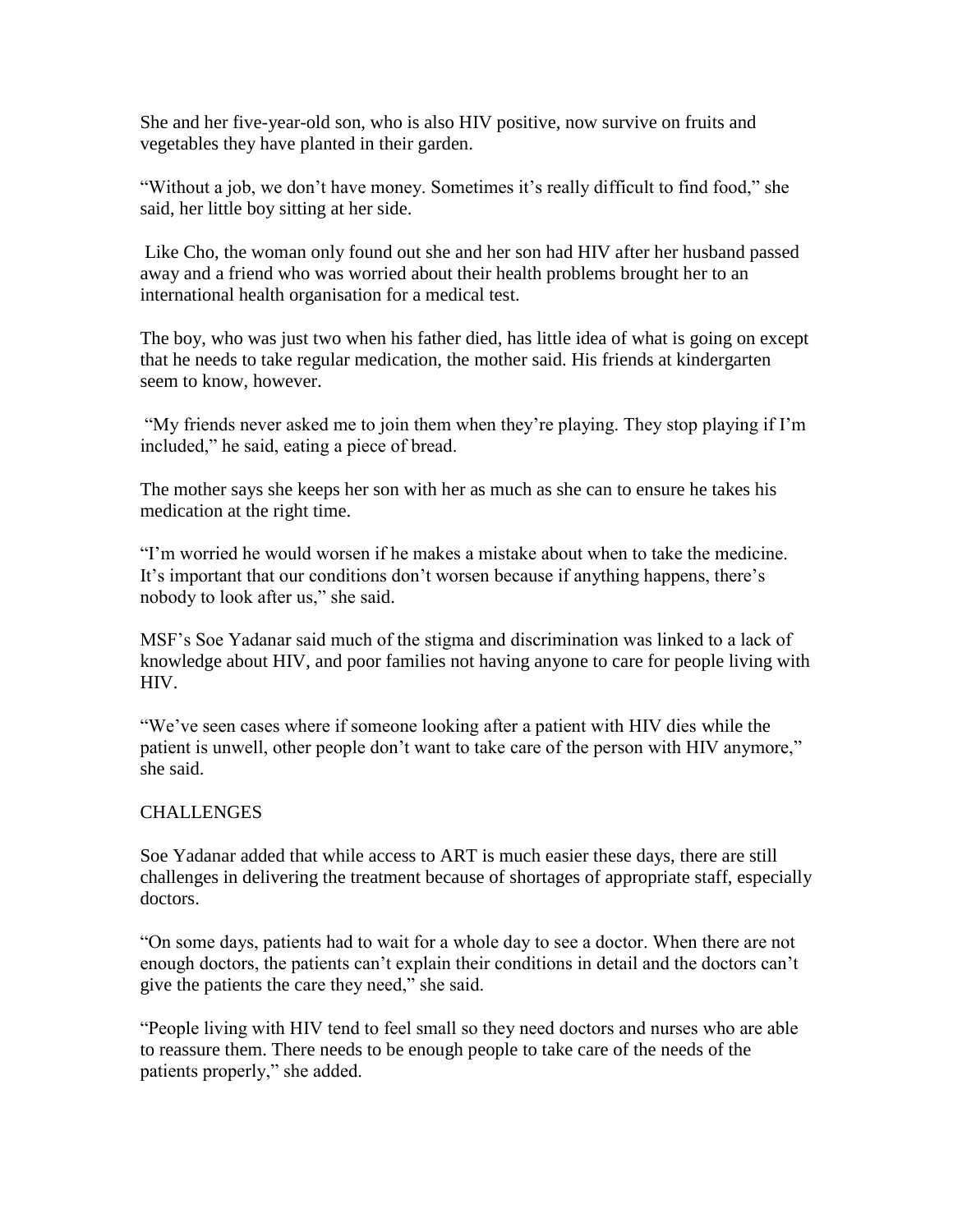She and her five-year-old son, who is also HIV positive, now survive on fruits and vegetables they have planted in their garden.

"Without a job, we don't have money. Sometimes it's really difficult to find food," she said, her little boy sitting at her side.

Like Cho, the woman only found out she and her son had HIV after her husband passed away and a friend who was worried about their health problems brought her to an international health organisation for a medical test.

The boy, who was just two when his father died, has little idea of what is going on except that he needs to take regular medication, the mother said. His friends at kindergarten seem to know, however.

"My friends never asked me to join them when they're playing. They stop playing if I'm included," he said, eating a piece of bread.

The mother says she keeps her son with her as much as she can to ensure he takes his medication at the right time.

"I'm worried he would worsen if he makes a mistake about when to take the medicine. It's important that our conditions don't worsen because if anything happens, there's nobody to look after us," she said.

MSF's Soe Yadanar said much of the stigma and discrimination was linked to a lack of knowledge about HIV, and poor families not having anyone to care for people living with HIV.

"We've seen cases where if someone looking after a patient with HIV dies while the patient is unwell, other people don't want to take care of the person with HIV anymore," she said.

## CHALLENGES

Soe Yadanar added that while access to ART is much easier these days, there are still challenges in delivering the treatment because of shortages of appropriate staff, especially doctors.

"On some days, patients had to wait for a whole day to see a doctor. When there are not enough doctors, the patients can't explain their conditions in detail and the doctors can't give the patients the care they need," she said.

"People living with HIV tend to feel small so they need doctors and nurses who are able to reassure them. There needs to be enough people to take care of the needs of the patients properly," she added.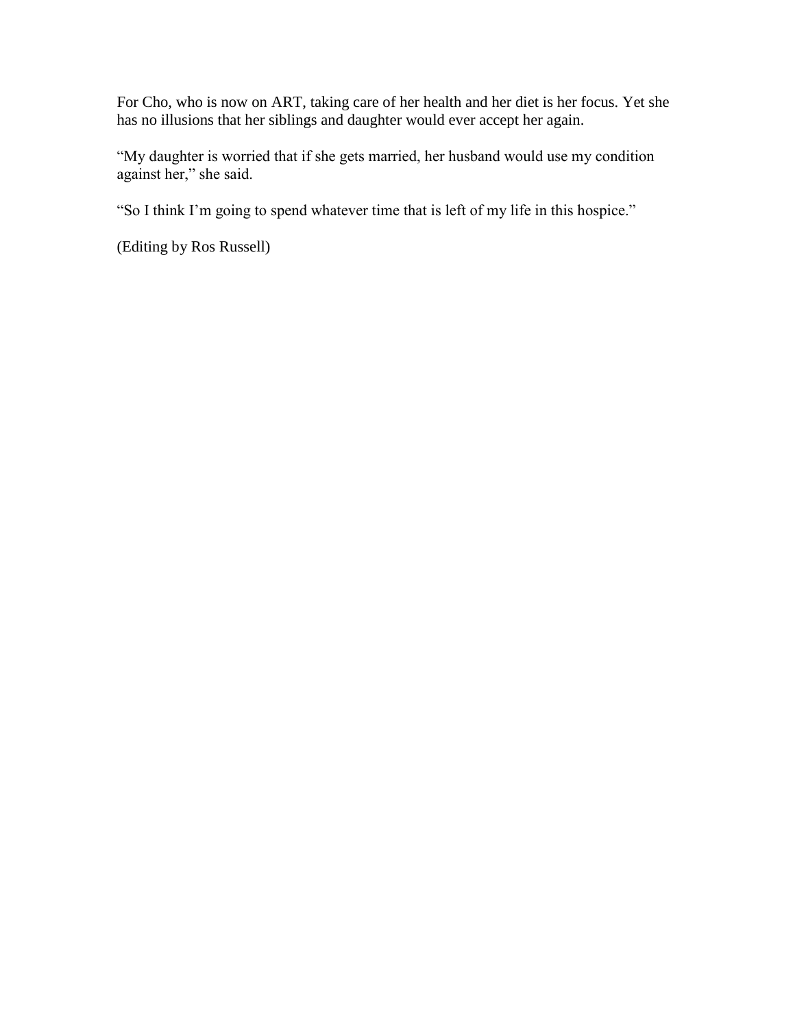For Cho, who is now on ART, taking care of her health and her diet is her focus. Yet she has no illusions that her siblings and daughter would ever accept her again.

“My daughter is worried that if she gets married, her husband would use my condition against her,” she said.

“So I think I’m going to spend whatever time that is left of my life in this hospice.”

(Editing by Ros Russell)